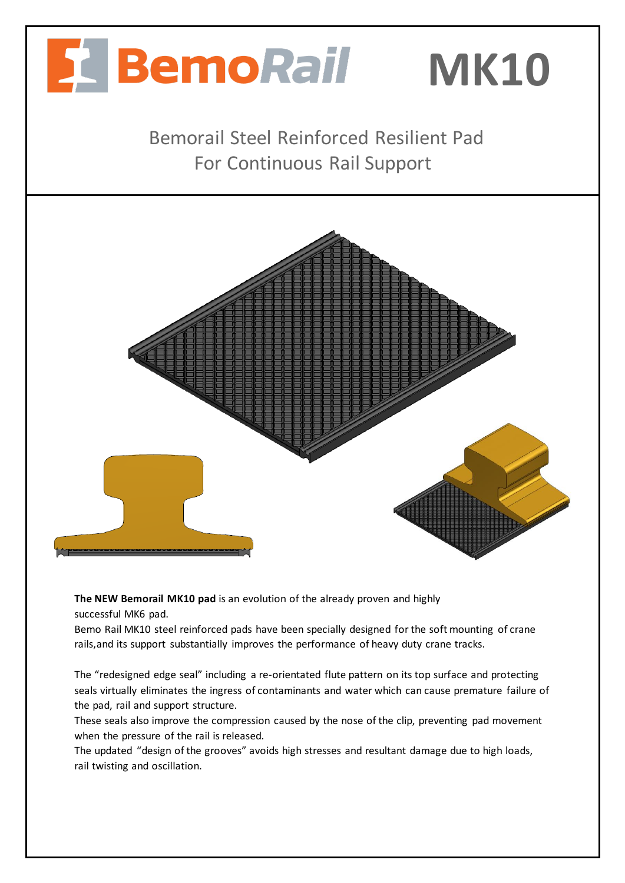# BemoRail MK10

## Bemorail Steel Reinforced Resilient Pad For Continuous Rail Support

**The NEW Bemorail MK10 pad** is an evolution of the already proven and highly successful MK6 pad.
Bemo Rail MK10 steel reinforced pads have been specially designed for the soft mounting of crane rails,and its support substantially improves the performance of heavy duty crane tracks.

The "redesigned edge seal" including a re-orientated flute pattern on its top surface and protecting seals virtually eliminates the ingress of contaminants and water which can cause premature failure of the pad, rail and support structure.
These seals also improve the compression caused by the nose of the clip, preventing pad movement when the pressure of the rail is released.
The updated "design of the grooves" avoids high stresses and resultant damage due to high loads, rail twisting and oscillation.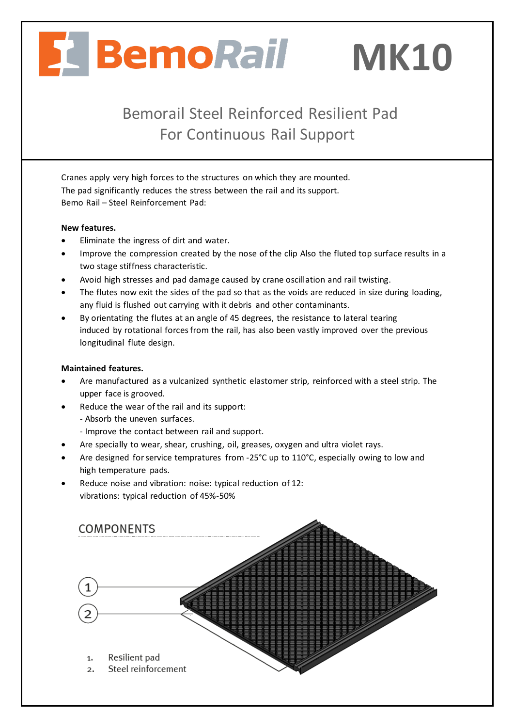# BemoRail MK10

## Bemorail Steel Reinforced Resilient Pad For Continuous Rail Support

Cranes apply very high forces to the structures on which they are mounted.
The pad significantly reduces the stress between the rail and its support.
Bemo Rail – Steel Reinforcement Pad:

**New features.**

- Eliminate the ingress of dirt and water.
- Improve the compression created by the nose of the clip Also the fluted top surface results in a two stage stiffness characteristic.
- Avoid high stresses and pad damage caused by crane oscillation and rail twisting.
- The flutes now exit the sides of the pad so that as the voids are reduced in size during loading, any fluid is flushed out carrying with it debris and other contaminants.
- By orientating the flutes at an angle of 45 degrees, the resistance to lateral tearing induced by rotational forces from the rail, has also been vastly improved over the previous longitudinal flute design.

**Maintained features.**

- Are manufactured as a vulcanized synthetic elastomer strip, reinforced with a steel strip. The upper face is grooved.
- Reduce the wear of the rail and its support:
  - Absorb the uneven surfaces.
  - Improve the contact between rail and support.
- Are specially to wear, shear, crushing, oil, greases, oxygen and ultra violet rays.
- Are designed for service tempratures from -25°C up to 110°C, especially owing to low and high temperature pads.
- Reduce noise and vibration: noise: typical reduction of 12:
  vibrations: typical reduction of 45%-50%

## COMPONENTS

1. Resilient pad
2. Steel reinforcement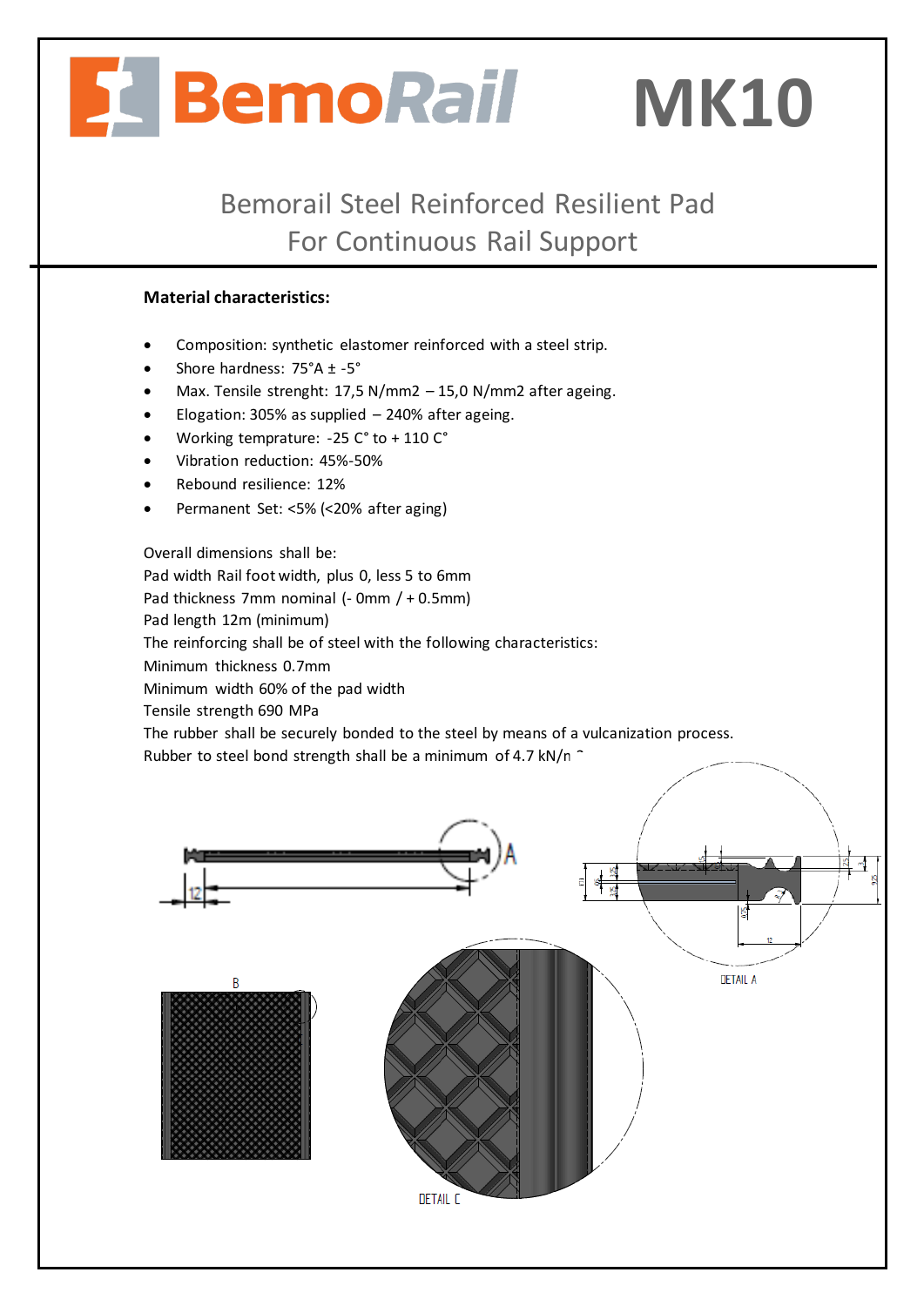# BemoRail MK10

## Bemorail Steel Reinforced Resilient Pad For Continuous Rail Support

**Material characteristics:**

- Composition: synthetic elastomer reinforced with a steel strip.
- Shore hardness: 75°A ± -5°
- Max. Tensile strenght: 17,5 N/mm2 – 15,0 N/mm2 after ageing.
- Elogation: 305% as supplied – 240% after ageing.
- Working temprature: -25 C° to + 110 C°
- Vibration reduction: 45%-50%
- Rebound resilience: 12%
- Permanent Set: <5% (<20% after aging)

Overall dimensions shall be:
Pad width Rail foot width, plus 0, less 5 to 6mm
Pad thickness 7mm nominal (- 0mm / + 0.5mm)
Pad length 12m (minimum)
The reinforcing shall be of steel with the following characteristics:
Minimum thickness 0.7mm
Minimum width 60% of the pad width
Tensile strength 690 MPa
The rubber shall be securely bonded to the steel by means of a vulcanization process.
Rubber to steel bond strength shall be a minimum of 4.7 kN/m

A

12

DETAIL A

B

DETAIL C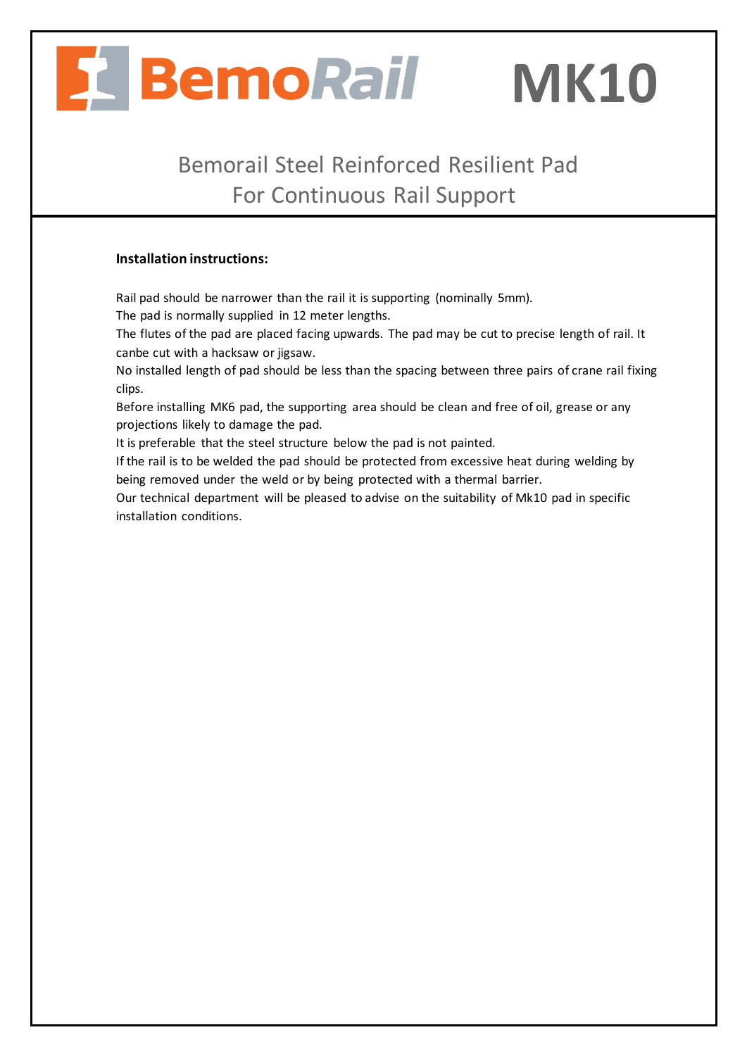# BemoRail MK10

## Bemorail Steel Reinforced Resilient Pad
## For Continuous Rail Support

**Installation instructions:**

Rail pad should be narrower than the rail it is supporting (nominally 5mm).
The pad is normally supplied in 12 meter lengths.
The flutes of the pad are placed facing upwards. The pad may be cut to precise length of rail. It canbe cut with a hacksaw or jigsaw.
No installed length of pad should be less than the spacing between three pairs of crane rail fixing clips.
Before installing MK6 pad, the supporting area should be clean and free of oil, grease or any projections likely to damage the pad.
It is preferable that the steel structure below the pad is not painted.
If the rail is to be welded the pad should be protected from excessive heat during welding by being removed under the weld or by being protected with a thermal barrier.
Our technical department will be pleased to advise on the suitability of Mk10 pad in specific installation conditions.